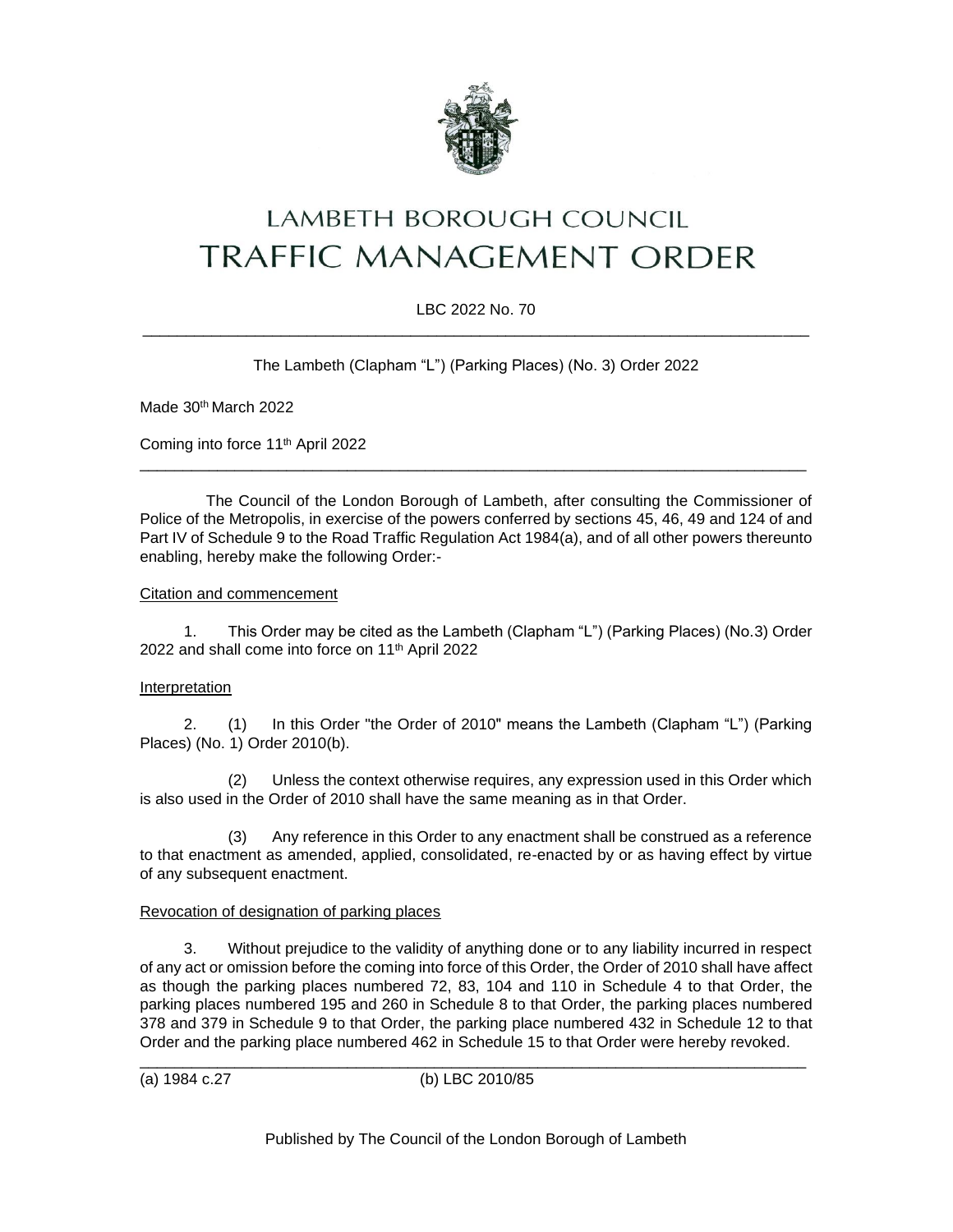# LAMBETH BOROUGH COUNCIL
# TRAFFIC MANAGEMENT ORDER

LBC 2022 No. 70

---

The Lambeth (Clapham "L") (Parking Places) (No. 3) Order 2022

Made 30th March 2022

Coming into force 11th April 2022

---

The Council of the London Borough of Lambeth, after consulting the Commissioner of Police of the Metropolis, in exercise of the powers conferred by sections 45, 46, 49 and 124 of and Part IV of Schedule 9 to the Road Traffic Regulation Act 1984(a), and of all other powers thereunto enabling, hereby make the following Order:-

Citation and commencement

1. This Order may be cited as the Lambeth (Clapham "L") (Parking Places) (No.3) Order 2022 and shall come into force on 11th April 2022

Interpretation

2. (1) In this Order "the Order of 2010" means the Lambeth (Clapham "L") (Parking Places) (No. 1) Order 2010(b).

(2) Unless the context otherwise requires, any expression used in this Order which is also used in the Order of 2010 shall have the same meaning as in that Order.

(3) Any reference in this Order to any enactment shall be construed as a reference to that enactment as amended, applied, consolidated, re-enacted by or as having effect by virtue of any subsequent enactment.

Revocation of designation of parking places

3. Without prejudice to the validity of anything done or to any liability incurred in respect of any act or omission before the coming into force of this Order, the Order of 2010 shall have affect as though the parking places numbered 72, 83, 104 and 110 in Schedule 4 to that Order, the parking places numbered 195 and 260 in Schedule 8 to that Order, the parking places numbered 378 and 379 in Schedule 9 to that Order, the parking place numbered 432 in Schedule 12 to that Order and the parking place numbered 462 in Schedule 15 to that Order were hereby revoked.

---

(a) 1984 c.27 (b) LBC 2010/85

Published by The Council of the London Borough of Lambeth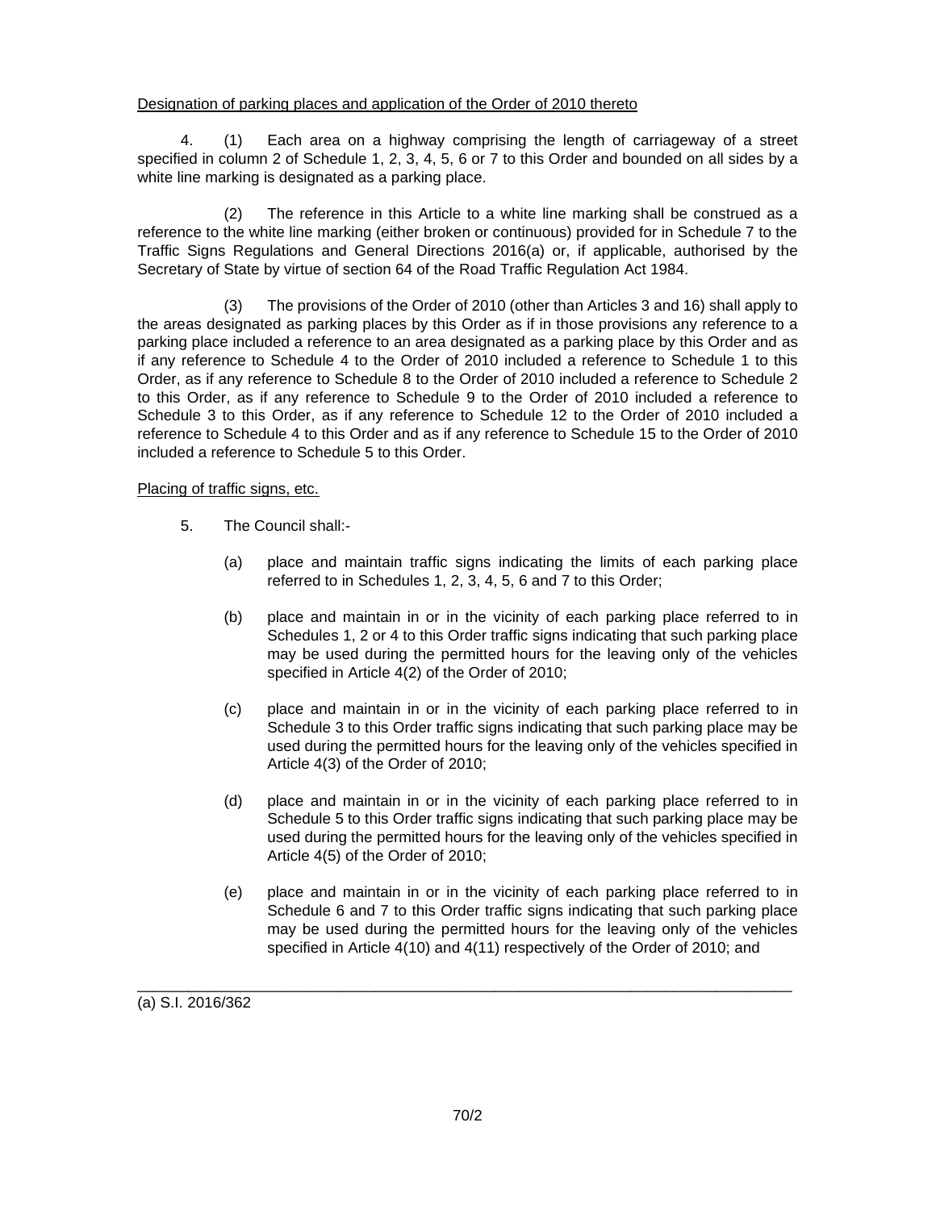Designation of parking places and application of the Order of 2010 thereto

4. (1) Each area on a highway comprising the length of carriageway of a street specified in column 2 of Schedule 1, 2, 3, 4, 5, 6 or 7 to this Order and bounded on all sides by a white line marking is designated as a parking place.

(2) The reference in this Article to a white line marking shall be construed as a reference to the white line marking (either broken or continuous) provided for in Schedule 7 to the Traffic Signs Regulations and General Directions 2016(a) or, if applicable, authorised by the Secretary of State by virtue of section 64 of the Road Traffic Regulation Act 1984.

(3) The provisions of the Order of 2010 (other than Articles 3 and 16) shall apply to the areas designated as parking places by this Order as if in those provisions any reference to a parking place included a reference to an area designated as a parking place by this Order and as if any reference to Schedule 4 to the Order of 2010 included a reference to Schedule 1 to this Order, as if any reference to Schedule 8 to the Order of 2010 included a reference to Schedule 2 to this Order, as if any reference to Schedule 9 to the Order of 2010 included a reference to Schedule 3 to this Order, as if any reference to Schedule 12 to the Order of 2010 included a reference to Schedule 4 to this Order and as if any reference to Schedule 15 to the Order of 2010 included a reference to Schedule 5 to this Order.

Placing of traffic signs, etc.

5. The Council shall:-

(a) place and maintain traffic signs indicating the limits of each parking place referred to in Schedules 1, 2, 3, 4, 5, 6 and 7 to this Order;

(b) place and maintain in or in the vicinity of each parking place referred to in Schedules 1, 2 or 4 to this Order traffic signs indicating that such parking place may be used during the permitted hours for the leaving only of the vehicles specified in Article 4(2) of the Order of 2010;

(c) place and maintain in or in the vicinity of each parking place referred to in Schedule 3 to this Order traffic signs indicating that such parking place may be used during the permitted hours for the leaving only of the vehicles specified in Article 4(3) of the Order of 2010;

(d) place and maintain in or in the vicinity of each parking place referred to in Schedule 5 to this Order traffic signs indicating that such parking place may be used during the permitted hours for the leaving only of the vehicles specified in Article 4(5) of the Order of 2010;

(e) place and maintain in or in the vicinity of each parking place referred to in Schedule 6 and 7 to this Order traffic signs indicating that such parking place may be used during the permitted hours for the leaving only of the vehicles specified in Article 4(10) and 4(11) respectively of the Order of 2010; and

---

(a) S.I. 2016/362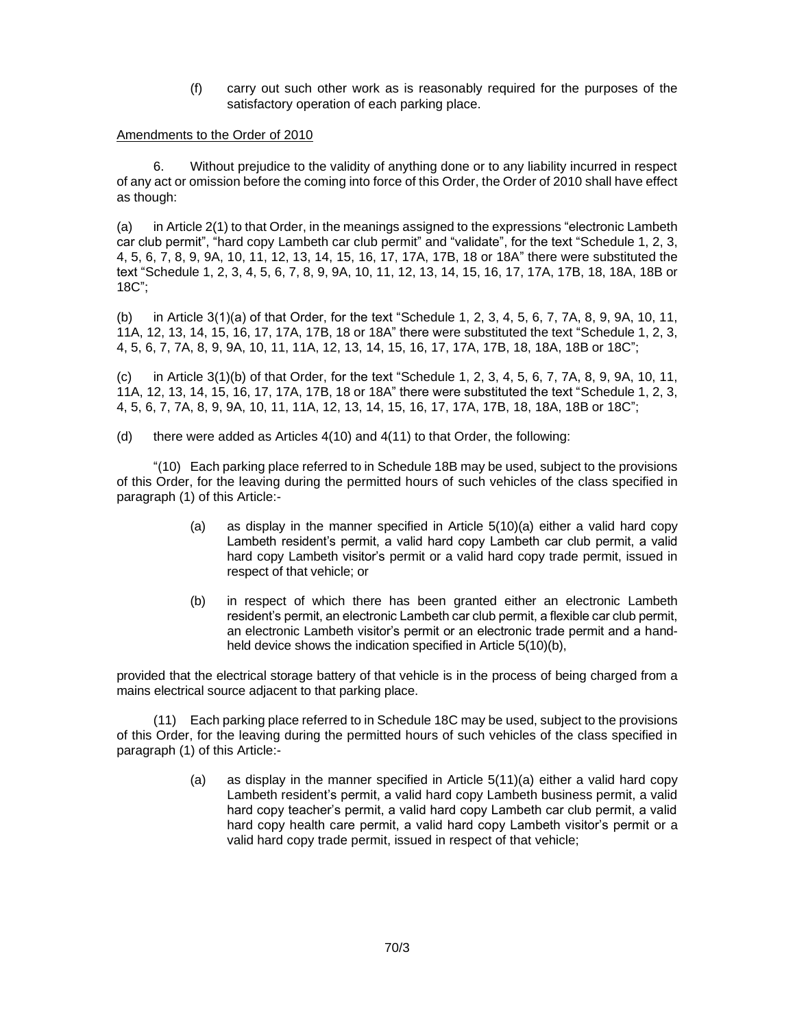(f) carry out such other work as is reasonably required for the purposes of the satisfactory operation of each parking place.

Amendments to the Order of 2010

6. Without prejudice to the validity of anything done or to any liability incurred in respect of any act or omission before the coming into force of this Order, the Order of 2010 shall have effect as though:

(a) in Article 2(1) to that Order, in the meanings assigned to the expressions "electronic Lambeth car club permit", "hard copy Lambeth car club permit" and "validate", for the text "Schedule 1, 2, 3, 4, 5, 6, 7, 8, 9, 9A, 10, 11, 12, 13, 14, 15, 16, 17, 17A, 17B, 18 or 18A" there were substituted the text "Schedule 1, 2, 3, 4, 5, 6, 7, 8, 9, 9A, 10, 11, 12, 13, 14, 15, 16, 17, 17A, 17B, 18, 18A, 18B or 18C";

(b) in Article 3(1)(a) of that Order, for the text "Schedule 1, 2, 3, 4, 5, 6, 7, 7A, 8, 9, 9A, 10, 11, 11A, 12, 13, 14, 15, 16, 17, 17A, 17B, 18 or 18A" there were substituted the text "Schedule 1, 2, 3, 4, 5, 6, 7, 7A, 8, 9, 9A, 10, 11, 11A, 12, 13, 14, 15, 16, 17, 17A, 17B, 18, 18A, 18B or 18C";

(c) in Article 3(1)(b) of that Order, for the text "Schedule 1, 2, 3, 4, 5, 6, 7, 7A, 8, 9, 9A, 10, 11, 11A, 12, 13, 14, 15, 16, 17, 17A, 17B, 18 or 18A" there were substituted the text "Schedule 1, 2, 3, 4, 5, 6, 7, 7A, 8, 9, 9A, 10, 11, 11A, 12, 13, 14, 15, 16, 17, 17A, 17B, 18, 18A, 18B or 18C";

(d) there were added as Articles 4(10) and 4(11) to that Order, the following:

"(10) Each parking place referred to in Schedule 18B may be used, subject to the provisions of this Order, for the leaving during the permitted hours of such vehicles of the class specified in paragraph (1) of this Article:-

(a) as display in the manner specified in Article 5(10)(a) either a valid hard copy Lambeth resident's permit, a valid hard copy Lambeth car club permit, a valid hard copy Lambeth visitor's permit or a valid hard copy trade permit, issued in respect of that vehicle; or

(b) in respect of which there has been granted either an electronic Lambeth resident's permit, an electronic Lambeth car club permit, a flexible car club permit, an electronic Lambeth visitor's permit or an electronic trade permit and a hand-held device shows the indication specified in Article 5(10)(b),

provided that the electrical storage battery of that vehicle is in the process of being charged from a mains electrical source adjacent to that parking place.

(11) Each parking place referred to in Schedule 18C may be used, subject to the provisions of this Order, for the leaving during the permitted hours of such vehicles of the class specified in paragraph (1) of this Article:-

(a) as display in the manner specified in Article 5(11)(a) either a valid hard copy Lambeth resident's permit, a valid hard copy Lambeth business permit, a valid hard copy teacher's permit, a valid hard copy Lambeth car club permit, a valid hard copy health care permit, a valid hard copy Lambeth visitor's permit or a valid hard copy trade permit, issued in respect of that vehicle;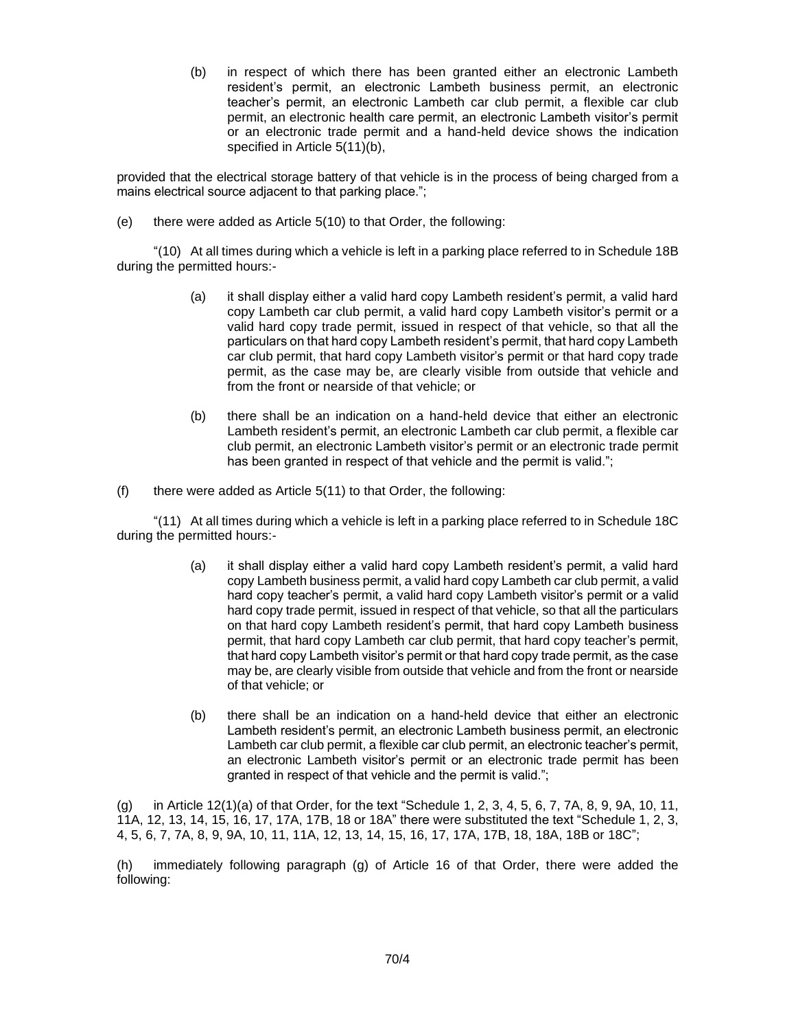(b) in respect of which there has been granted either an electronic Lambeth resident's permit, an electronic Lambeth business permit, an electronic teacher's permit, an electronic Lambeth car club permit, a flexible car club permit, an electronic health care permit, an electronic Lambeth visitor's permit or an electronic trade permit and a hand-held device shows the indication specified in Article 5(11)(b),

provided that the electrical storage battery of that vehicle is in the process of being charged from a mains electrical source adjacent to that parking place.";

(e) there were added as Article 5(10) to that Order, the following:

"(10) At all times during which a vehicle is left in a parking place referred to in Schedule 18B during the permitted hours:-

(a) it shall display either a valid hard copy Lambeth resident's permit, a valid hard copy Lambeth car club permit, a valid hard copy Lambeth visitor's permit or a valid hard copy trade permit, issued in respect of that vehicle, so that all the particulars on that hard copy Lambeth resident's permit, that hard copy Lambeth car club permit, that hard copy Lambeth visitor's permit or that hard copy trade permit, as the case may be, are clearly visible from outside that vehicle and from the front or nearside of that vehicle; or

(b) there shall be an indication on a hand-held device that either an electronic Lambeth resident's permit, an electronic Lambeth car club permit, a flexible car club permit, an electronic Lambeth visitor's permit or an electronic trade permit has been granted in respect of that vehicle and the permit is valid.";

(f) there were added as Article 5(11) to that Order, the following:

"(11) At all times during which a vehicle is left in a parking place referred to in Schedule 18C during the permitted hours:-

(a) it shall display either a valid hard copy Lambeth resident's permit, a valid hard copy Lambeth business permit, a valid hard copy Lambeth car club permit, a valid hard copy teacher's permit, a valid hard copy Lambeth visitor's permit or a valid hard copy trade permit, issued in respect of that vehicle, so that all the particulars on that hard copy Lambeth resident's permit, that hard copy Lambeth business permit, that hard copy Lambeth car club permit, that hard copy teacher's permit, that hard copy Lambeth visitor's permit or that hard copy trade permit, as the case may be, are clearly visible from outside that vehicle and from the front or nearside of that vehicle; or

(b) there shall be an indication on a hand-held device that either an electronic Lambeth resident's permit, an electronic Lambeth business permit, an electronic Lambeth car club permit, a flexible car club permit, an electronic teacher's permit, an electronic Lambeth visitor's permit or an electronic trade permit has been granted in respect of that vehicle and the permit is valid.";

(g) in Article 12(1)(a) of that Order, for the text "Schedule 1, 2, 3, 4, 5, 6, 7, 7A, 8, 9, 9A, 10, 11, 11A, 12, 13, 14, 15, 16, 17, 17A, 17B, 18 or 18A" there were substituted the text "Schedule 1, 2, 3, 4, 5, 6, 7, 7A, 8, 9, 9A, 10, 11, 11A, 12, 13, 14, 15, 16, 17, 17A, 17B, 18, 18A, 18B or 18C";

(h) immediately following paragraph (g) of Article 16 of that Order, there were added the following: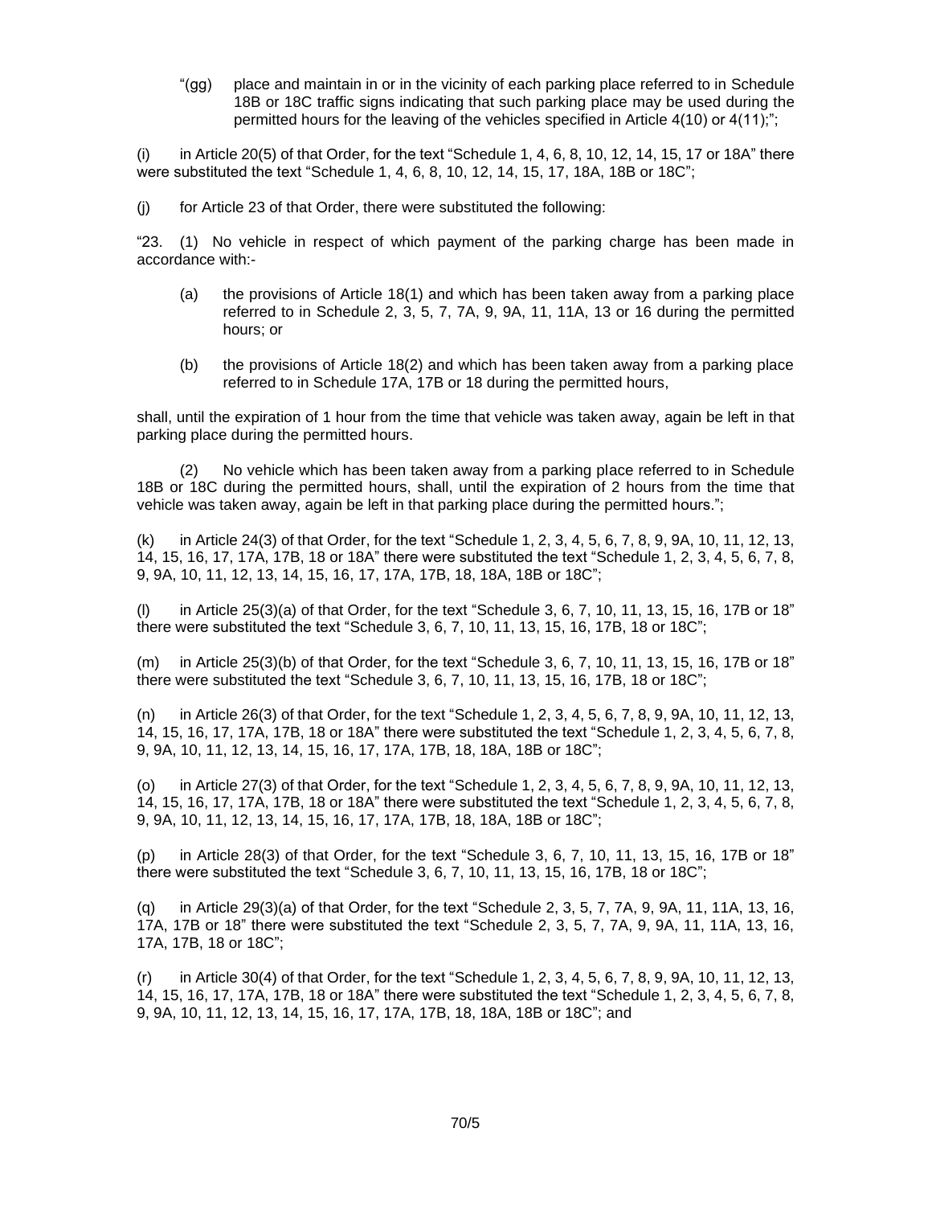"(gg) place and maintain in or in the vicinity of each parking place referred to in Schedule 18B or 18C traffic signs indicating that such parking place may be used during the permitted hours for the leaving of the vehicles specified in Article 4(10) or 4(11);";

(i) in Article 20(5) of that Order, for the text "Schedule 1, 4, 6, 8, 10, 12, 14, 15, 17 or 18A" there were substituted the text "Schedule 1, 4, 6, 8, 10, 12, 14, 15, 17, 18A, 18B or 18C";

(j) for Article 23 of that Order, there were substituted the following:

"23. (1) No vehicle in respect of which payment of the parking charge has been made in accordance with:-

(a) the provisions of Article 18(1) and which has been taken away from a parking place referred to in Schedule 2, 3, 5, 7, 7A, 9, 9A, 11, 11A, 13 or 16 during the permitted hours; or

(b) the provisions of Article 18(2) and which has been taken away from a parking place referred to in Schedule 17A, 17B or 18 during the permitted hours,

shall, until the expiration of 1 hour from the time that vehicle was taken away, again be left in that parking place during the permitted hours.

(2) No vehicle which has been taken away from a parking place referred to in Schedule 18B or 18C during the permitted hours, shall, until the expiration of 2 hours from the time that vehicle was taken away, again be left in that parking place during the permitted hours.";

(k) in Article 24(3) of that Order, for the text "Schedule 1, 2, 3, 4, 5, 6, 7, 8, 9, 9A, 10, 11, 12, 13, 14, 15, 16, 17, 17A, 17B, 18 or 18A" there were substituted the text "Schedule 1, 2, 3, 4, 5, 6, 7, 8, 9, 9A, 10, 11, 12, 13, 14, 15, 16, 17, 17A, 17B, 18, 18A, 18B or 18C";

(l) in Article 25(3)(a) of that Order, for the text "Schedule 3, 6, 7, 10, 11, 13, 15, 16, 17B or 18" there were substituted the text "Schedule 3, 6, 7, 10, 11, 13, 15, 16, 17B, 18 or 18C";

(m) in Article 25(3)(b) of that Order, for the text "Schedule 3, 6, 7, 10, 11, 13, 15, 16, 17B or 18" there were substituted the text "Schedule 3, 6, 7, 10, 11, 13, 15, 16, 17B, 18 or 18C";

(n) in Article 26(3) of that Order, for the text "Schedule 1, 2, 3, 4, 5, 6, 7, 8, 9, 9A, 10, 11, 12, 13, 14, 15, 16, 17, 17A, 17B, 18 or 18A" there were substituted the text "Schedule 1, 2, 3, 4, 5, 6, 7, 8, 9, 9A, 10, 11, 12, 13, 14, 15, 16, 17, 17A, 17B, 18, 18A, 18B or 18C";

(o) in Article 27(3) of that Order, for the text "Schedule 1, 2, 3, 4, 5, 6, 7, 8, 9, 9A, 10, 11, 12, 13, 14, 15, 16, 17, 17A, 17B, 18 or 18A" there were substituted the text "Schedule 1, 2, 3, 4, 5, 6, 7, 8, 9, 9A, 10, 11, 12, 13, 14, 15, 16, 17, 17A, 17B, 18, 18A, 18B or 18C";

(p) in Article 28(3) of that Order, for the text "Schedule 3, 6, 7, 10, 11, 13, 15, 16, 17B or 18" there were substituted the text "Schedule 3, 6, 7, 10, 11, 13, 15, 16, 17B, 18 or 18C";

(q) in Article 29(3)(a) of that Order, for the text "Schedule 2, 3, 5, 7, 7A, 9, 9A, 11, 11A, 13, 16, 17A, 17B or 18" there were substituted the text "Schedule 2, 3, 5, 7, 7A, 9, 9A, 11, 11A, 13, 16, 17A, 17B, 18 or 18C";

(r) in Article 30(4) of that Order, for the text "Schedule 1, 2, 3, 4, 5, 6, 7, 8, 9, 9A, 10, 11, 12, 13, 14, 15, 16, 17, 17A, 17B, 18 or 18A" there were substituted the text "Schedule 1, 2, 3, 4, 5, 6, 7, 8, 9, 9A, 10, 11, 12, 13, 14, 15, 16, 17, 17A, 17B, 18, 18A, 18B or 18C"; and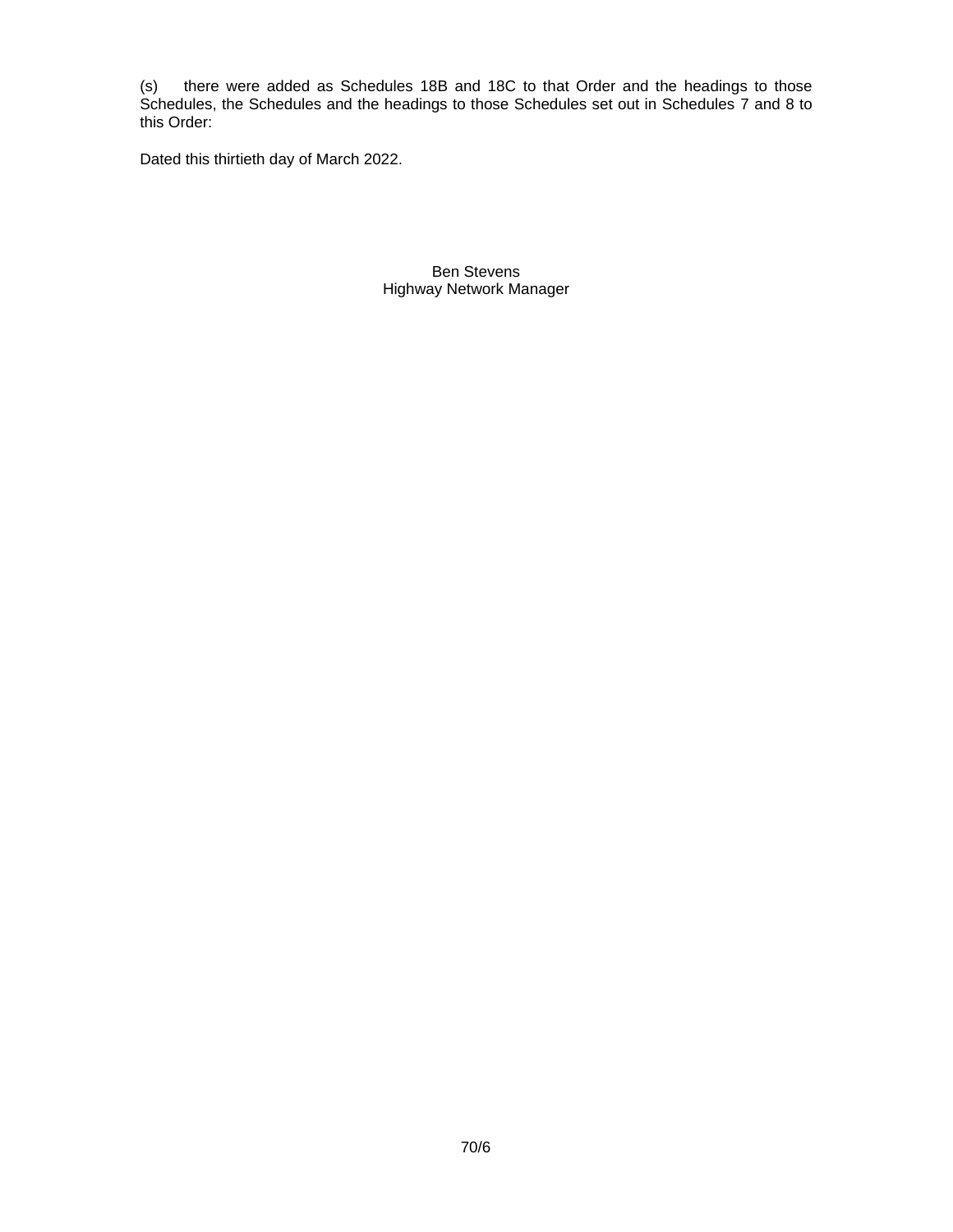(s) there were added as Schedules 18B and 18C to that Order and the headings to those Schedules, the Schedules and the headings to those Schedules set out in Schedules 7 and 8 to this Order:

Dated this thirtieth day of March 2022.

Ben Stevens
Highway Network Manager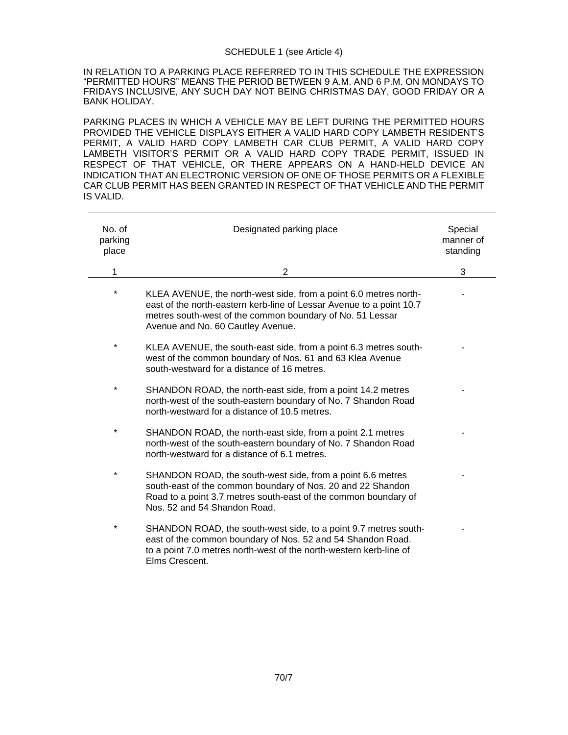SCHEDULE 1 (see Article 4)

IN RELATION TO A PARKING PLACE REFERRED TO IN THIS SCHEDULE THE EXPRESSION "PERMITTED HOURS" MEANS THE PERIOD BETWEEN 9 A.M. AND 6 P.M. ON MONDAYS TO FRIDAYS INCLUSIVE, ANY SUCH DAY NOT BEING CHRISTMAS DAY, GOOD FRIDAY OR A BANK HOLIDAY.

PARKING PLACES IN WHICH A VEHICLE MAY BE LEFT DURING THE PERMITTED HOURS PROVIDED THE VEHICLE DISPLAYS EITHER A VALID HARD COPY LAMBETH RESIDENT'S PERMIT, A VALID HARD COPY LAMBETH CAR CLUB PERMIT, A VALID HARD COPY LAMBETH VISITOR'S PERMIT OR A VALID HARD COPY TRADE PERMIT, ISSUED IN RESPECT OF THAT VEHICLE, OR THERE APPEARS ON A HAND-HELD DEVICE AN INDICATION THAT AN ELECTRONIC VERSION OF ONE OF THOSE PERMITS OR A FLEXIBLE CAR CLUB PERMIT HAS BEEN GRANTED IN RESPECT OF THAT VEHICLE AND THE PERMIT IS VALID.

| No. of parking place | Designated parking place | Special manner of standing |
|---|---|---|
| 1 | 2 | 3 |
| * | KLEA AVENUE, the north-west side, from a point 6.0 metres north-east of the north-eastern kerb-line of Lessar Avenue to a point 10.7 metres south-west of the common boundary of No. 51 Lessar Avenue and No. 60 Cautley Avenue. | - |
| * | KLEA AVENUE, the south-east side, from a point 6.3 metres south-west of the common boundary of Nos. 61 and 63 Klea Avenue south-westward for a distance of 16 metres. | - |
| * | SHANDON ROAD, the north-east side, from a point 14.2 metres north-west of the south-eastern boundary of No. 7 Shandon Road north-westward for a distance of 10.5 metres. | - |
| * | SHANDON ROAD, the north-east side, from a point 2.1 metres north-west of the south-eastern boundary of No. 7 Shandon Road north-westward for a distance of 6.1 metres. | - |
| * | SHANDON ROAD, the south-west side, from a point 6.6 metres south-east of the common boundary of Nos. 20 and 22 Shandon Road to a point 3.7 metres south-east of the common boundary of Nos. 52 and 54 Shandon Road. | - |
| * | SHANDON ROAD, the south-west side, to a point 9.7 metres south-east of the common boundary of Nos. 52 and 54 Shandon Road. to a point 7.0 metres north-west of the north-western kerb-line of Elms Crescent. | - |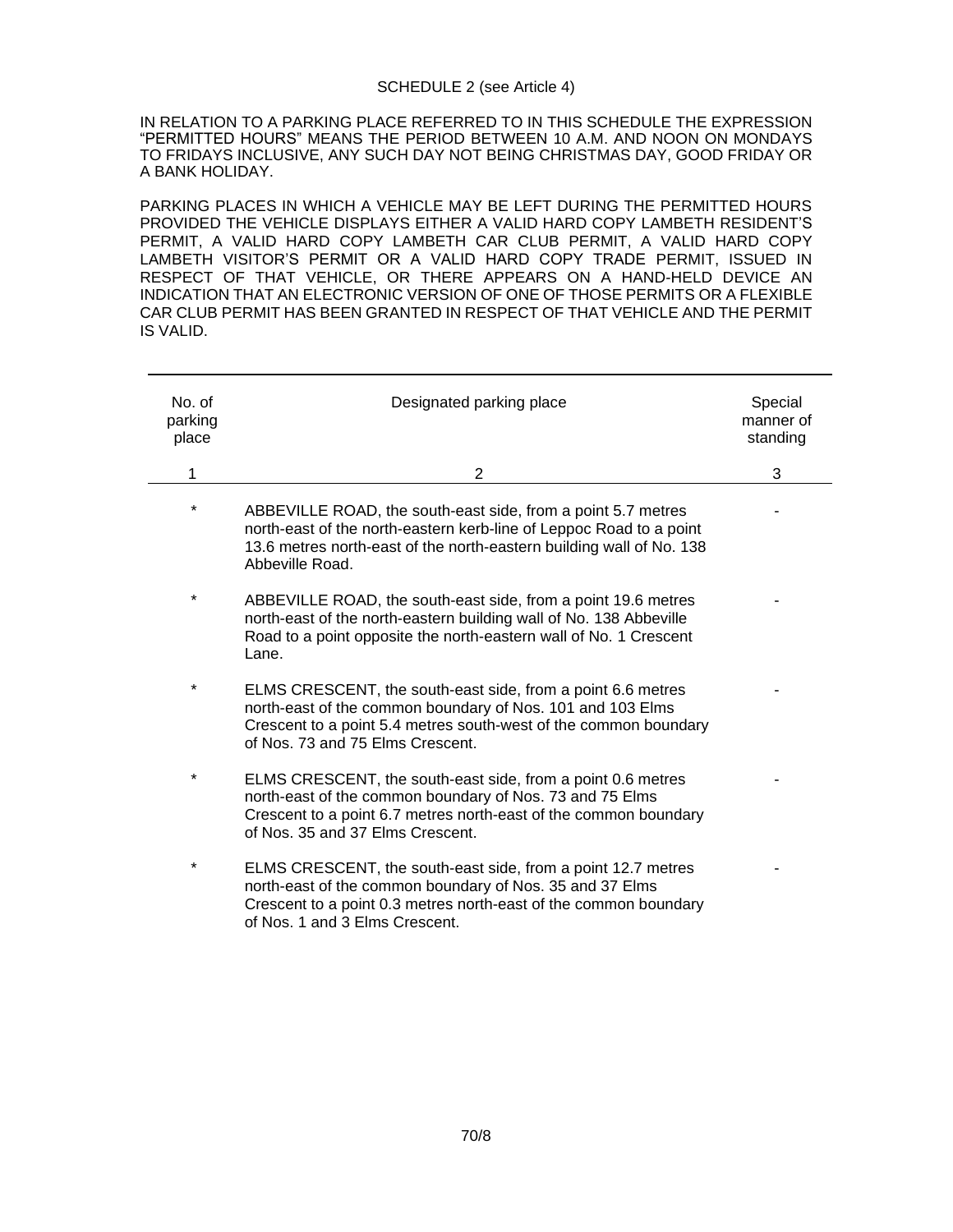SCHEDULE 2 (see Article 4)

IN RELATION TO A PARKING PLACE REFERRED TO IN THIS SCHEDULE THE EXPRESSION "PERMITTED HOURS" MEANS THE PERIOD BETWEEN 10 A.M. AND NOON ON MONDAYS TO FRIDAYS INCLUSIVE, ANY SUCH DAY NOT BEING CHRISTMAS DAY, GOOD FRIDAY OR A BANK HOLIDAY.

PARKING PLACES IN WHICH A VEHICLE MAY BE LEFT DURING THE PERMITTED HOURS PROVIDED THE VEHICLE DISPLAYS EITHER A VALID HARD COPY LAMBETH RESIDENT'S PERMIT, A VALID HARD COPY LAMBETH CAR CLUB PERMIT, A VALID HARD COPY LAMBETH VISITOR'S PERMIT OR A VALID HARD COPY TRADE PERMIT, ISSUED IN RESPECT OF THAT VEHICLE, OR THERE APPEARS ON A HAND-HELD DEVICE AN INDICATION THAT AN ELECTRONIC VERSION OF ONE OF THOSE PERMITS OR A FLEXIBLE CAR CLUB PERMIT HAS BEEN GRANTED IN RESPECT OF THAT VEHICLE AND THE PERMIT IS VALID.

| No. of parking place | Designated parking place | Special manner of standing |
|---|---|---|
| 1 | 2 | 3 |
| * | ABBEVILLE ROAD, the south-east side, from a point 5.7 metres north-east of the north-eastern kerb-line of Leppoc Road to a point 13.6 metres north-east of the north-eastern building wall of No. 138 Abbeville Road. | - |
| * | ABBEVILLE ROAD, the south-east side, from a point 19.6 metres north-east of the north-eastern building wall of No. 138 Abbeville Road to a point opposite the north-eastern wall of No. 1 Crescent Lane. | - |
| * | ELMS CRESCENT, the south-east side, from a point 6.6 metres north-east of the common boundary of Nos. 101 and 103 Elms Crescent to a point 5.4 metres south-west of the common boundary of Nos. 73 and 75 Elms Crescent. | - |
| * | ELMS CRESCENT, the south-east side, from a point 0.6 metres north-east of the common boundary of Nos. 73 and 75 Elms Crescent to a point 6.7 metres north-east of the common boundary of Nos. 35 and 37 Elms Crescent. | - |
| * | ELMS CRESCENT, the south-east side, from a point 12.7 metres north-east of the common boundary of Nos. 35 and 37 Elms Crescent to a point 0.3 metres north-east of the common boundary of Nos. 1 and 3 Elms Crescent. | - |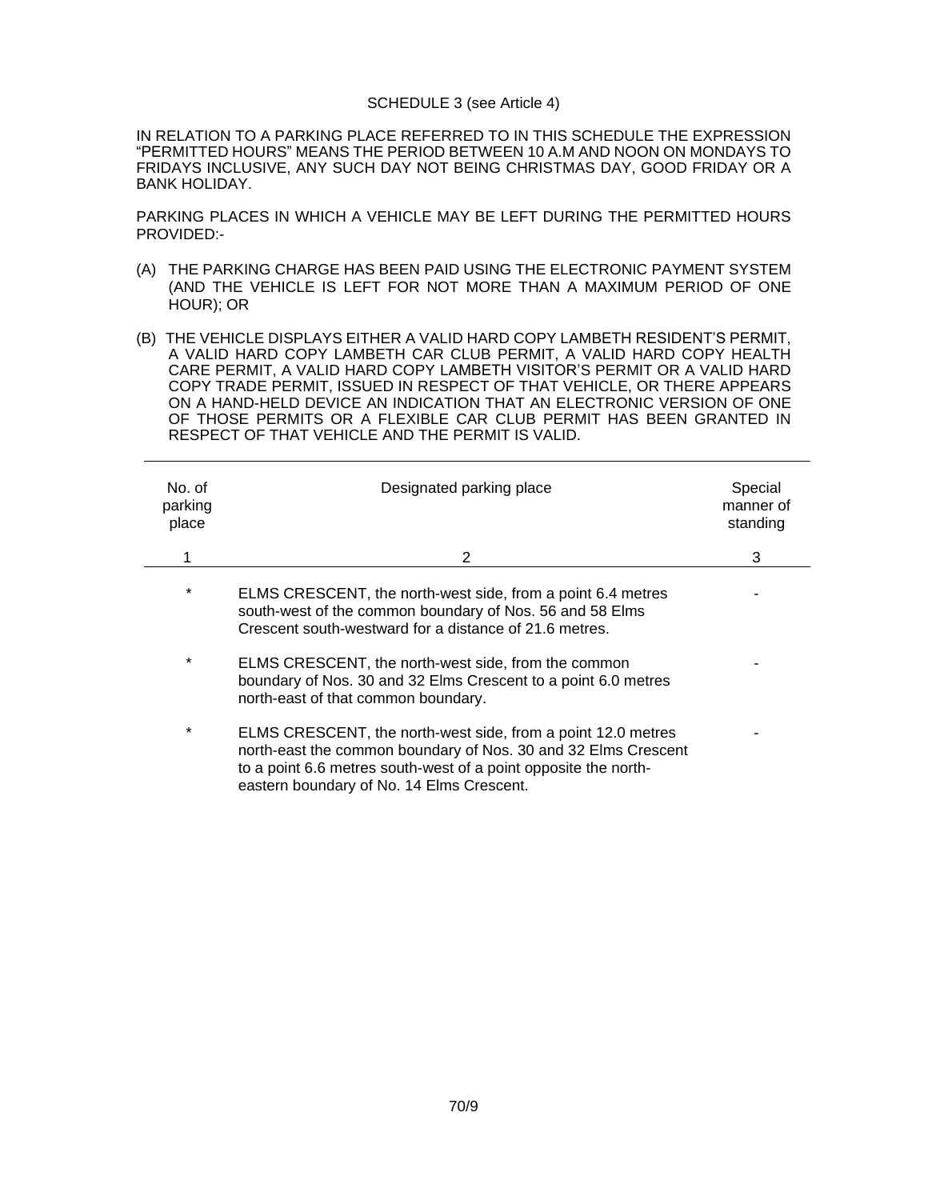SCHEDULE 3 (see Article 4)

IN RELATION TO A PARKING PLACE REFERRED TO IN THIS SCHEDULE THE EXPRESSION "PERMITTED HOURS" MEANS THE PERIOD BETWEEN 10 A.M AND NOON ON MONDAYS TO FRIDAYS INCLUSIVE, ANY SUCH DAY NOT BEING CHRISTMAS DAY, GOOD FRIDAY OR A BANK HOLIDAY.

PARKING PLACES IN WHICH A VEHICLE MAY BE LEFT DURING THE PERMITTED HOURS PROVIDED:-

(A) THE PARKING CHARGE HAS BEEN PAID USING THE ELECTRONIC PAYMENT SYSTEM (AND THE VEHICLE IS LEFT FOR NOT MORE THAN A MAXIMUM PERIOD OF ONE HOUR); OR

(B) THE VEHICLE DISPLAYS EITHER A VALID HARD COPY LAMBETH RESIDENT'S PERMIT, A VALID HARD COPY LAMBETH CAR CLUB PERMIT, A VALID HARD COPY HEALTH CARE PERMIT, A VALID HARD COPY LAMBETH VISITOR'S PERMIT OR A VALID HARD COPY TRADE PERMIT, ISSUED IN RESPECT OF THAT VEHICLE, OR THERE APPEARS ON A HAND-HELD DEVICE AN INDICATION THAT AN ELECTRONIC VERSION OF ONE OF THOSE PERMITS OR A FLEXIBLE CAR CLUB PERMIT HAS BEEN GRANTED IN RESPECT OF THAT VEHICLE AND THE PERMIT IS VALID.

| No. of parking place | Designated parking place | Special manner of standing |
|---|---|---|
| 1 | 2 | 3 |
| * | ELMS CRESCENT, the north-west side, from a point 6.4 metres south-west of the common boundary of Nos. 56 and 58 Elms Crescent south-westward for a distance of 21.6 metres. | - |
| * | ELMS CRESCENT, the north-west side, from the common boundary of Nos. 30 and 32 Elms Crescent to a point 6.0 metres north-east of that common boundary. | - |
| * | ELMS CRESCENT, the north-west side, from a point 12.0 metres north-east the common boundary of Nos. 30 and 32 Elms Crescent to a point 6.6 metres south-west of a point opposite the north-eastern boundary of No. 14 Elms Crescent. | - |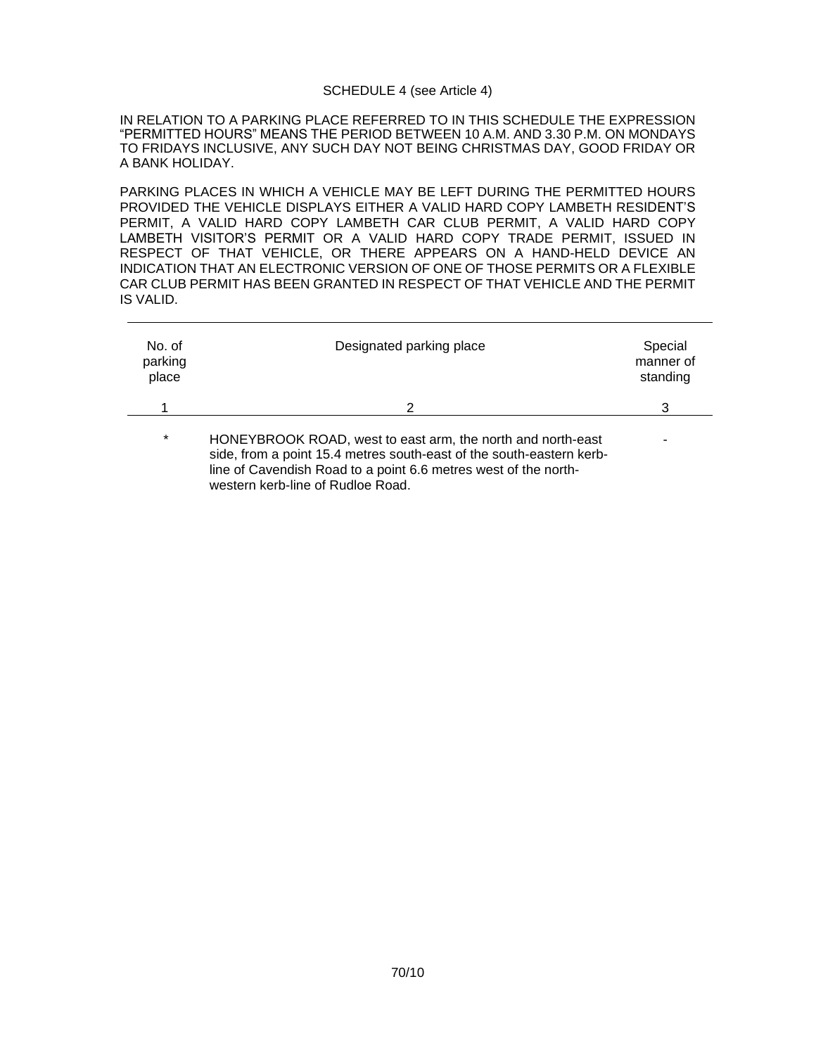SCHEDULE 4 (see Article 4)

IN RELATION TO A PARKING PLACE REFERRED TO IN THIS SCHEDULE THE EXPRESSION "PERMITTED HOURS" MEANS THE PERIOD BETWEEN 10 A.M. AND 3.30 P.M. ON MONDAYS TO FRIDAYS INCLUSIVE, ANY SUCH DAY NOT BEING CHRISTMAS DAY, GOOD FRIDAY OR A BANK HOLIDAY.

PARKING PLACES IN WHICH A VEHICLE MAY BE LEFT DURING THE PERMITTED HOURS PROVIDED THE VEHICLE DISPLAYS EITHER A VALID HARD COPY LAMBETH RESIDENT'S PERMIT, A VALID HARD COPY LAMBETH CAR CLUB PERMIT, A VALID HARD COPY LAMBETH VISITOR'S PERMIT OR A VALID HARD COPY TRADE PERMIT, ISSUED IN RESPECT OF THAT VEHICLE, OR THERE APPEARS ON A HAND-HELD DEVICE AN INDICATION THAT AN ELECTRONIC VERSION OF ONE OF THOSE PERMITS OR A FLEXIBLE CAR CLUB PERMIT HAS BEEN GRANTED IN RESPECT OF THAT VEHICLE AND THE PERMIT IS VALID.

| No. of parking place | Designated parking place | Special manner of standing |
|---|---|---|
| 1 | 2 | 3 |
| * | HONEYBROOK ROAD, west to east arm, the north and north-east side, from a point 15.4 metres south-east of the south-eastern kerb-line of Cavendish Road to a point 6.6 metres west of the north-western kerb-line of Rudloe Road. | - |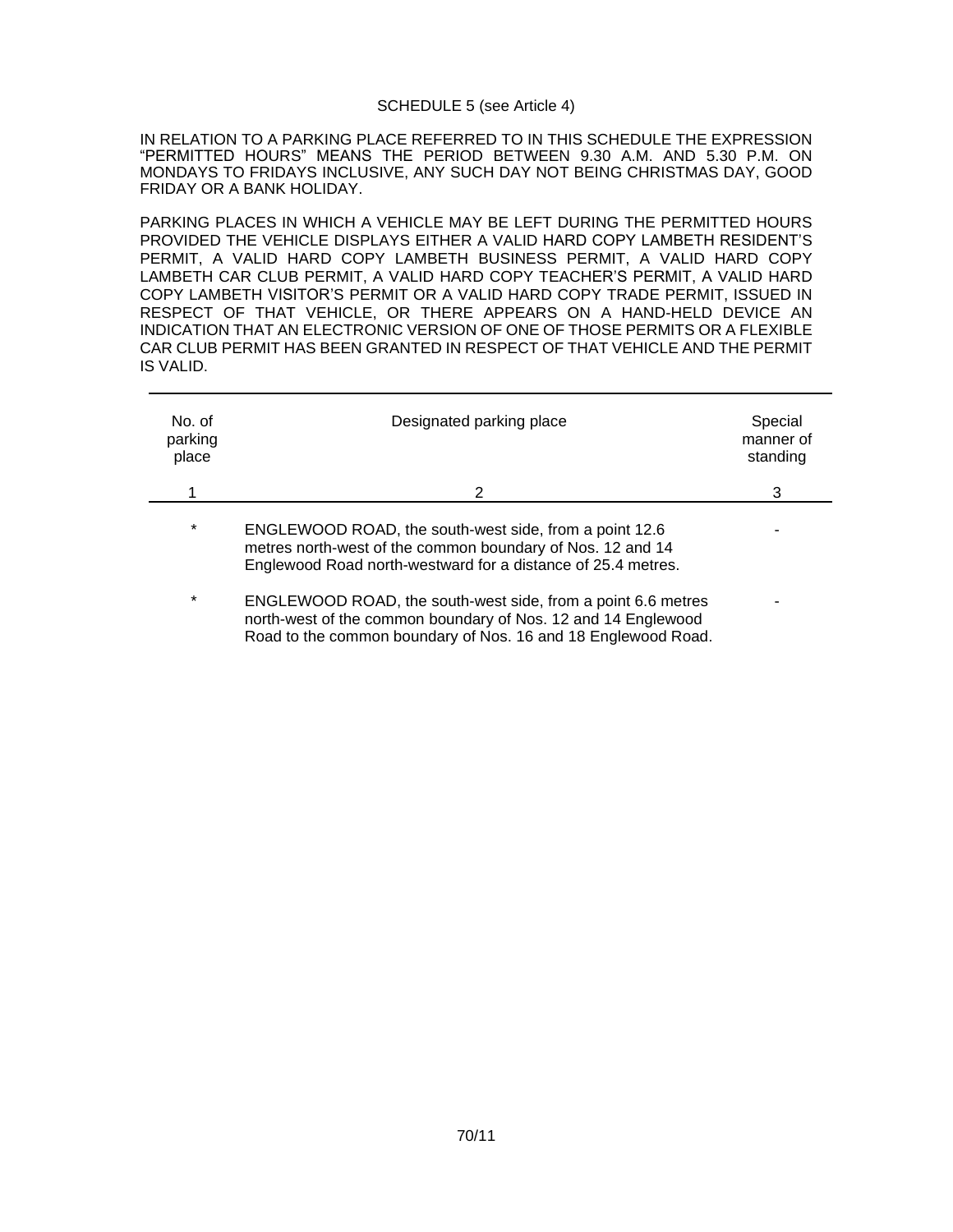SCHEDULE 5 (see Article 4)

IN RELATION TO A PARKING PLACE REFERRED TO IN THIS SCHEDULE THE EXPRESSION "PERMITTED HOURS" MEANS THE PERIOD BETWEEN 9.30 A.M. AND 5.30 P.M. ON MONDAYS TO FRIDAYS INCLUSIVE, ANY SUCH DAY NOT BEING CHRISTMAS DAY, GOOD FRIDAY OR A BANK HOLIDAY.

PARKING PLACES IN WHICH A VEHICLE MAY BE LEFT DURING THE PERMITTED HOURS PROVIDED THE VEHICLE DISPLAYS EITHER A VALID HARD COPY LAMBETH RESIDENT'S PERMIT, A VALID HARD COPY LAMBETH BUSINESS PERMIT, A VALID HARD COPY LAMBETH CAR CLUB PERMIT, A VALID HARD COPY TEACHER'S PERMIT, A VALID HARD COPY LAMBETH VISITOR'S PERMIT OR A VALID HARD COPY TRADE PERMIT, ISSUED IN RESPECT OF THAT VEHICLE, OR THERE APPEARS ON A HAND-HELD DEVICE AN INDICATION THAT AN ELECTRONIC VERSION OF ONE OF THOSE PERMITS OR A FLEXIBLE CAR CLUB PERMIT HAS BEEN GRANTED IN RESPECT OF THAT VEHICLE AND THE PERMIT IS VALID.

| No. of parking place | Designated parking place | Special manner of standing |
|---|---|---|
| 1 | 2 | 3 |
| * | ENGLEWOOD ROAD, the south-west side, from a point 12.6 metres north-west of the common boundary of Nos. 12 and 14 Englewood Road north-westward for a distance of 25.4 metres. | - |
| * | ENGLEWOOD ROAD, the south-west side, from a point 6.6 metres north-west of the common boundary of Nos. 12 and 14 Englewood Road to the common boundary of Nos. 16 and 18 Englewood Road. | - |

70/11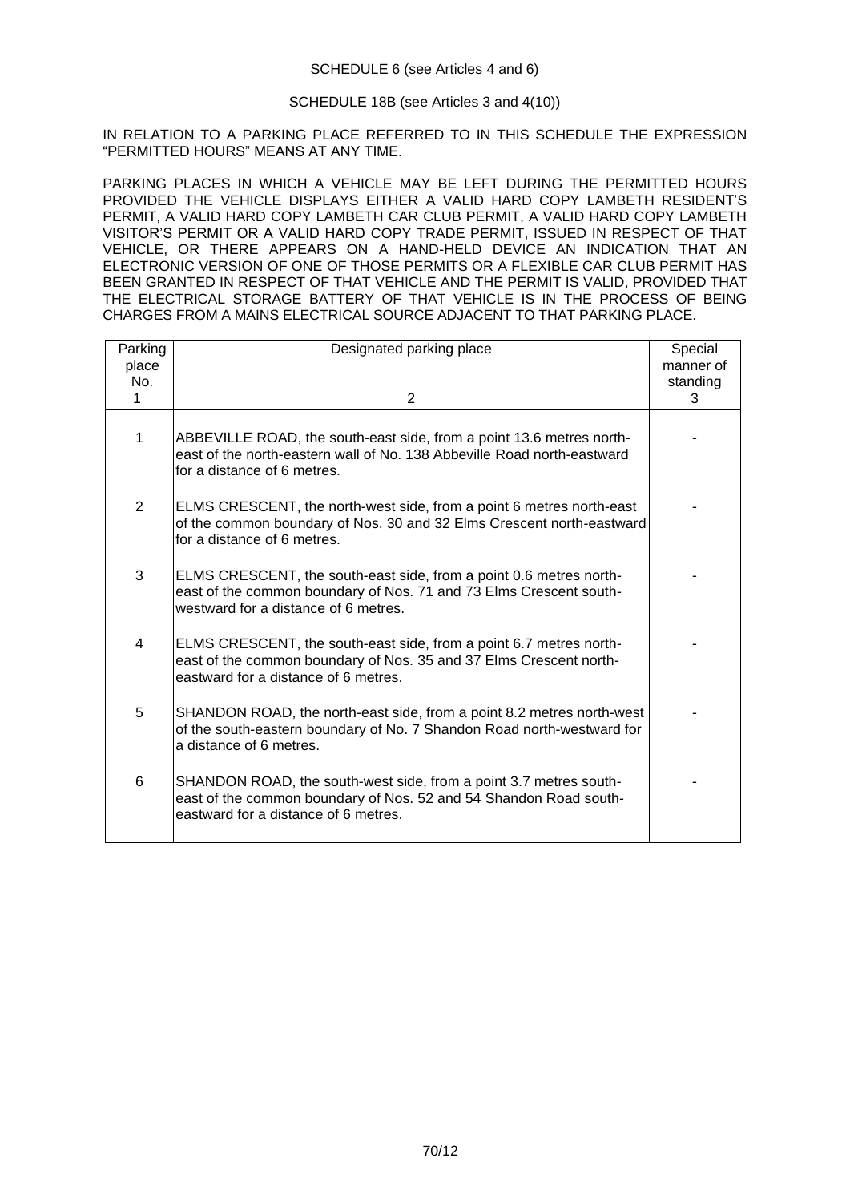SCHEDULE 6 (see Articles 4 and 6)

SCHEDULE 18B (see Articles 3 and 4(10))

IN RELATION TO A PARKING PLACE REFERRED TO IN THIS SCHEDULE THE EXPRESSION "PERMITTED HOURS" MEANS AT ANY TIME.

PARKING PLACES IN WHICH A VEHICLE MAY BE LEFT DURING THE PERMITTED HOURS PROVIDED THE VEHICLE DISPLAYS EITHER A VALID HARD COPY LAMBETH RESIDENT'S PERMIT, A VALID HARD COPY LAMBETH CAR CLUB PERMIT, A VALID HARD COPY LAMBETH VISITOR'S PERMIT OR A VALID HARD COPY TRADE PERMIT, ISSUED IN RESPECT OF THAT VEHICLE, OR THERE APPEARS ON A HAND-HELD DEVICE AN INDICATION THAT AN ELECTRONIC VERSION OF ONE OF THOSE PERMITS OR A FLEXIBLE CAR CLUB PERMIT HAS BEEN GRANTED IN RESPECT OF THAT VEHICLE AND THE PERMIT IS VALID, PROVIDED THAT THE ELECTRICAL STORAGE BATTERY OF THAT VEHICLE IS IN THE PROCESS OF BEING CHARGES FROM A MAINS ELECTRICAL SOURCE ADJACENT TO THAT PARKING PLACE.

| Parking place No. 1 | Designated parking place 2 | Special manner of standing 3 |
|---|---|---|
| 1 | ABBEVILLE ROAD, the south-east side, from a point 13.6 metres north-east of the north-eastern wall of No. 138 Abbeville Road north-eastward for a distance of 6 metres. | - |
| 2 | ELMS CRESCENT, the north-west side, from a point 6 metres north-east of the common boundary of Nos. 30 and 32 Elms Crescent north-eastward for a distance of 6 metres. | - |
| 3 | ELMS CRESCENT, the south-east side, from a point 0.6 metres north-east of the common boundary of Nos. 71 and 73 Elms Crescent south-westward for a distance of 6 metres. | - |
| 4 | ELMS CRESCENT, the south-east side, from a point 6.7 metres north-east of the common boundary of Nos. 35 and 37 Elms Crescent north-eastward for a distance of 6 metres. | - |
| 5 | SHANDON ROAD, the north-east side, from a point 8.2 metres north-west of the south-eastern boundary of No. 7 Shandon Road north-westward for a distance of 6 metres. | - |
| 6 | SHANDON ROAD, the south-west side, from a point 3.7 metres south-east of the common boundary of Nos. 52 and 54 Shandon Road south-eastward for a distance of 6 metres. | - |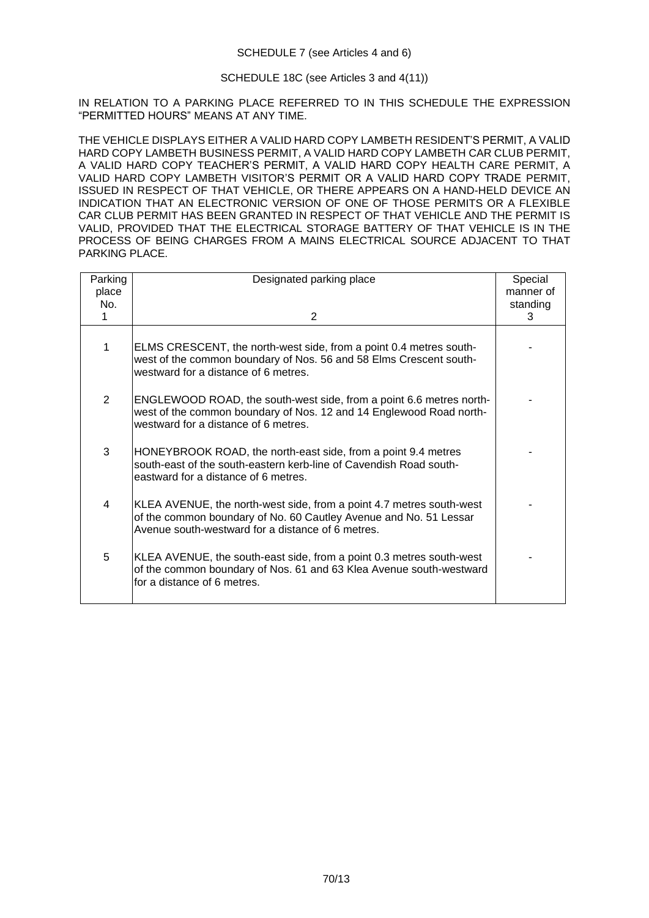SCHEDULE 7 (see Articles 4 and 6)

SCHEDULE 18C (see Articles 3 and 4(11))

IN RELATION TO A PARKING PLACE REFERRED TO IN THIS SCHEDULE THE EXPRESSION "PERMITTED HOURS" MEANS AT ANY TIME.

THE VEHICLE DISPLAYS EITHER A VALID HARD COPY LAMBETH RESIDENT'S PERMIT, A VALID HARD COPY LAMBETH BUSINESS PERMIT, A VALID HARD COPY LAMBETH CAR CLUB PERMIT, A VALID HARD COPY TEACHER'S PERMIT, A VALID HARD COPY HEALTH CARE PERMIT, A VALID HARD COPY LAMBETH VISITOR'S PERMIT OR A VALID HARD COPY TRADE PERMIT, ISSUED IN RESPECT OF THAT VEHICLE, OR THERE APPEARS ON A HAND-HELD DEVICE AN INDICATION THAT AN ELECTRONIC VERSION OF ONE OF THOSE PERMITS OR A FLEXIBLE CAR CLUB PERMIT HAS BEEN GRANTED IN RESPECT OF THAT VEHICLE AND THE PERMIT IS VALID, PROVIDED THAT THE ELECTRICAL STORAGE BATTERY OF THAT VEHICLE IS IN THE PROCESS OF BEING CHARGES FROM A MAINS ELECTRICAL SOURCE ADJACENT TO THAT PARKING PLACE.

| Parking place No. 1 | Designated parking place 2 | Special manner of standing 3 |
|---|---|---|
| 1 | ELMS CRESCENT, the north-west side, from a point 0.4 metres south-west of the common boundary of Nos. 56 and 58 Elms Crescent south-westward for a distance of 6 metres. | - |
| 2 | ENGLEWOOD ROAD, the south-west side, from a point 6.6 metres north-west of the common boundary of Nos. 12 and 14 Englewood Road north-westward for a distance of 6 metres. | - |
| 3 | HONEYBROOK ROAD, the north-east side, from a point 9.4 metres south-east of the south-eastern kerb-line of Cavendish Road south-eastward for a distance of 6 metres. | - |
| 4 | KLEA AVENUE, the north-west side, from a point 4.7 metres south-west of the common boundary of No. 60 Cautley Avenue and No. 51 Lessar Avenue south-westward for a distance of 6 metres. | - |
| 5 | KLEA AVENUE, the south-east side, from a point 0.3 metres south-west of the common boundary of Nos. 61 and 63 Klea Avenue south-westward for a distance of 6 metres. | - |